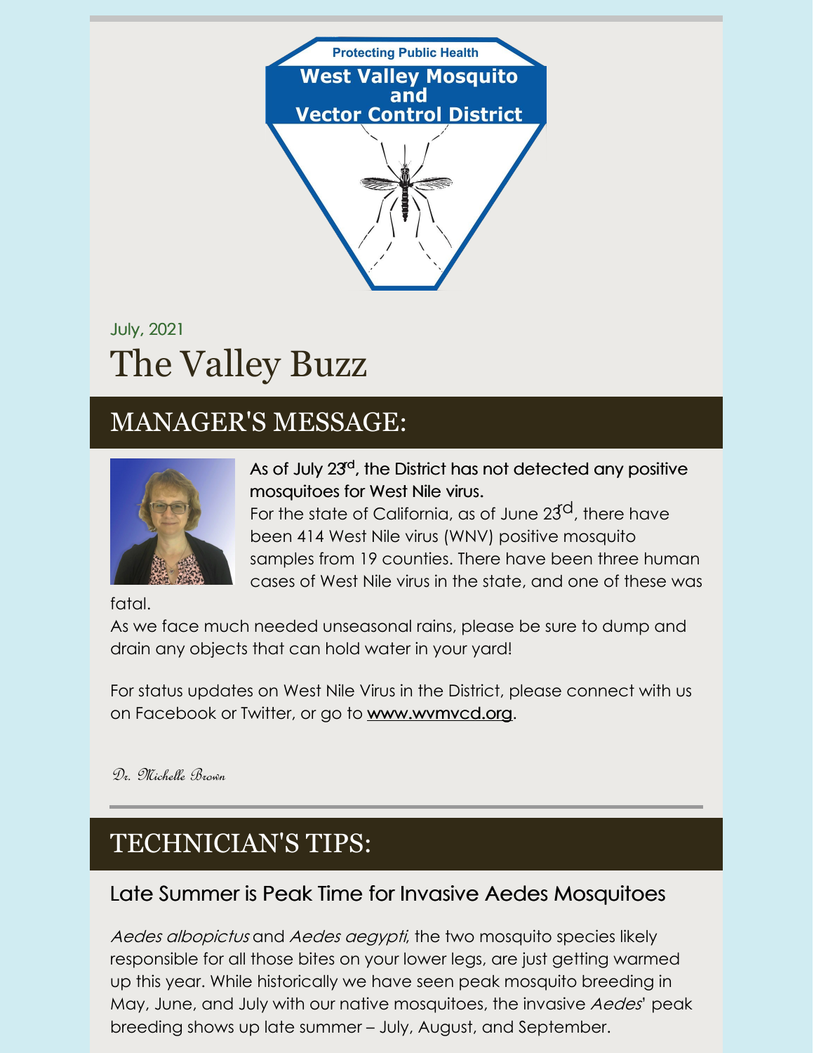Protecting Public Health

**West Valley Mosquito and Vector Control District**

July, 2021

# The Valley Buzz

## MANAGER'S MESSAGE:

**As of July 23rd, the District has not detected any positive mosquitoes for West Nile virus.**

For the state of California, as of June 23rd, there have been 414 West Nile virus (WNV) positive mosquito samples from 19 counties. There have been three human cases of West Nile virus in the state, and one of these was fatal.

As we face much needed unseasonal rains, please be sure to dump and drain any objects that can hold water in your yard!

For status updates on West Nile Virus in the District, please connect with us on Facebook or Twitter, or go to www.wvmvcd.org.

*Dr. Michelle Brown*

## TECHNICIAN'S TIPS:

### Late Summer is Peak Time for Invasive Aedes Mosquitoes

*Aedes albopictus* and *Aedes aegypti*, the two mosquito species likely responsible for all those bites on your lower legs, are just getting warmed up this year. While historically we have seen peak mosquito breeding in May, June, and July with our native mosquitoes, the invasive *Aedes*' peak breeding shows up late summer – July, August, and September.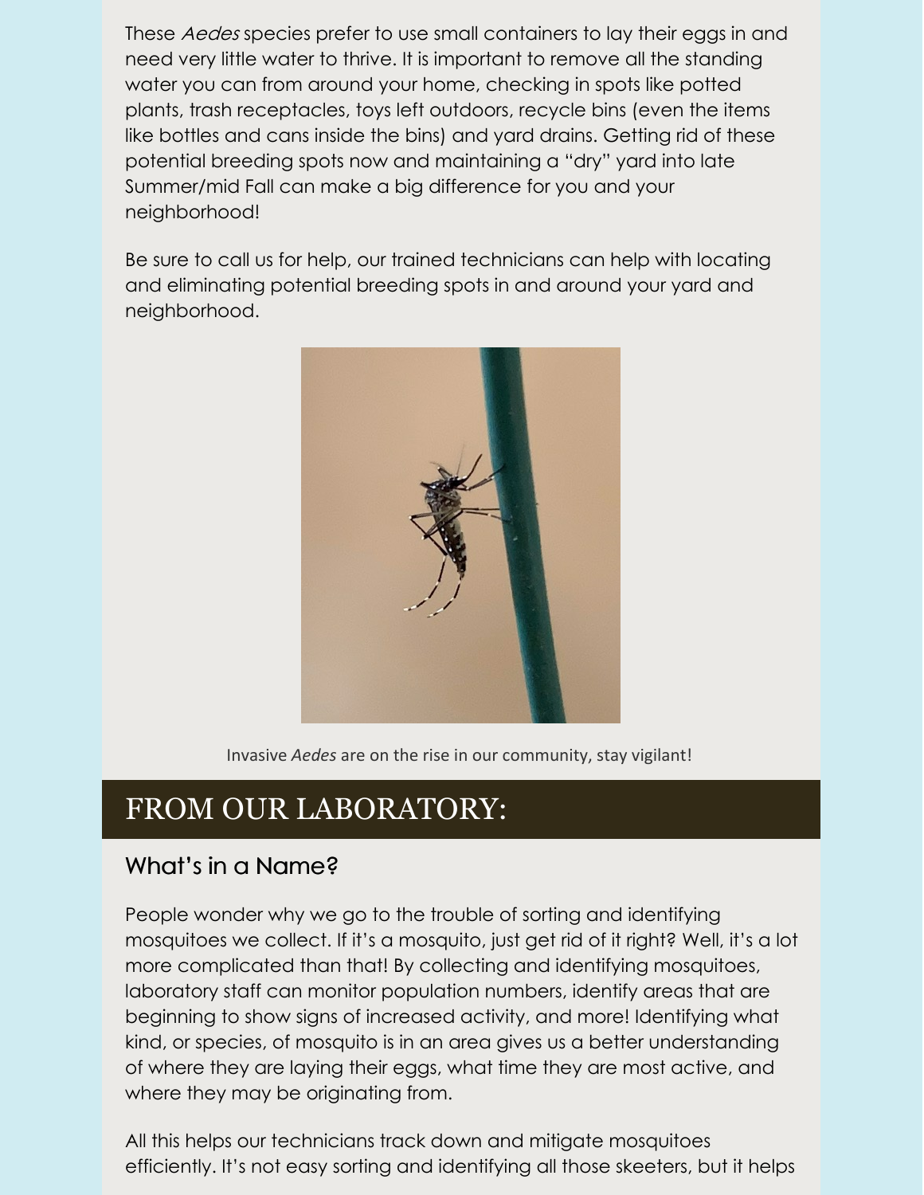These *Aedes* species prefer to use small containers to lay their eggs in and need very little water to thrive. It is important to remove all the standing water you can from around your home, checking in spots like potted plants, trash receptacles, toys left outdoors, recycle bins (even the items like bottles and cans inside the bins) and yard drains. Getting rid of these potential breeding spots now and maintaining a "dry" yard into late Summer/mid Fall can make a big difference for you and your neighborhood!

Be sure to call us for help, our trained technicians can help with locating and eliminating potential breeding spots in and around your yard and neighborhood.

Invasive *Aedes* are on the rise in our community, stay vigilant!

# FROM OUR LABORATORY:

## What's in a Name?

People wonder why we go to the trouble of sorting and identifying mosquitoes we collect. If it's a mosquito, just get rid of it right? Well, it's a lot more complicated than that! By collecting and identifying mosquitoes, laboratory staff can monitor population numbers, identify areas that are beginning to show signs of increased activity, and more! Identifying what kind, or species, of mosquito is in an area gives us a better understanding of where they are laying their eggs, what time they are most active, and where they may be originating from.

All this helps our technicians track down and mitigate mosquitoes efficiently. It's not easy sorting and identifying all those skeeters, but it helps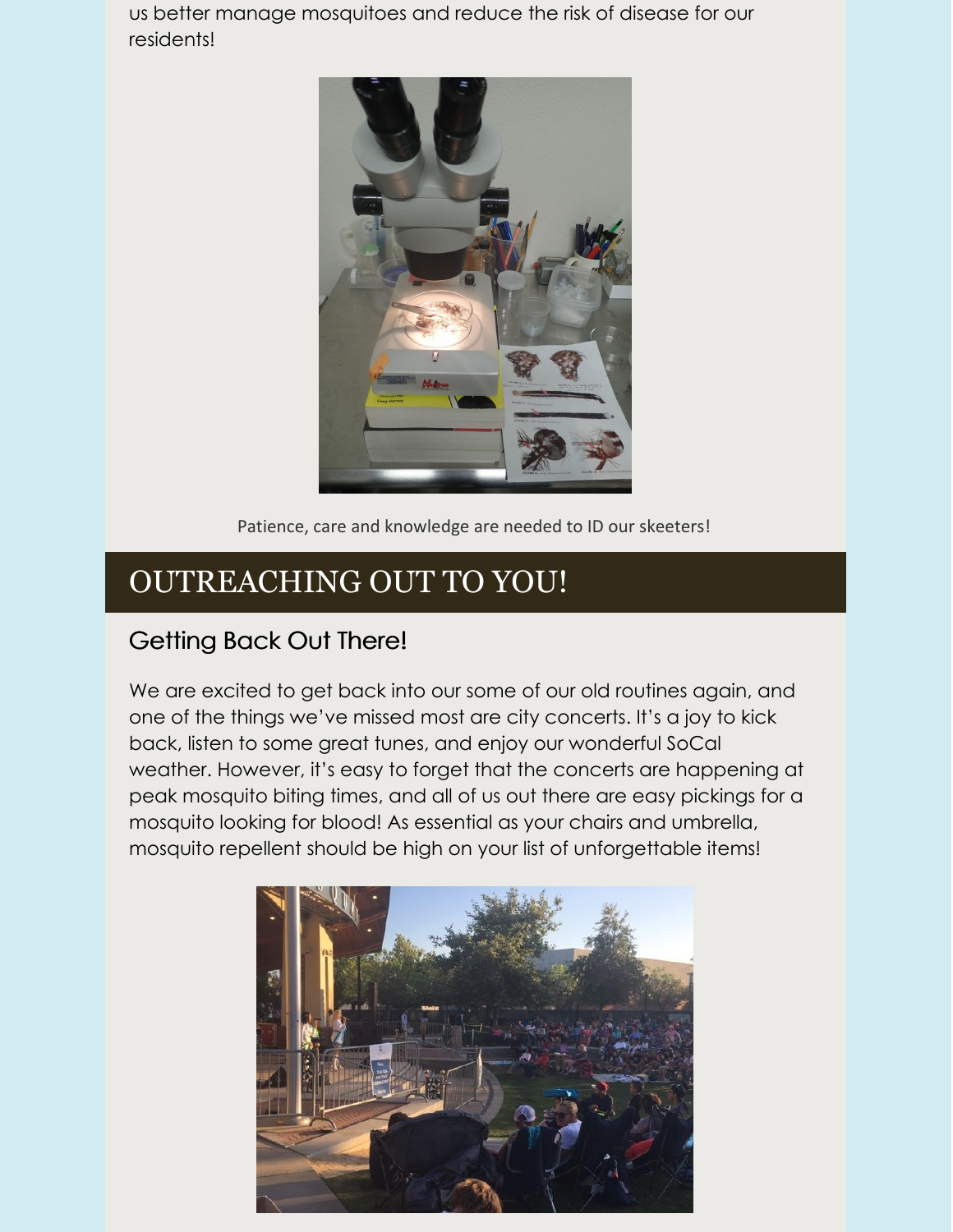us better manage mosquitoes and reduce the risk of disease for our residents!

Patience, care and knowledge are needed to ID our skeeters!

# OUTREACHING OUT TO YOU!

## Getting Back Out There!

We are excited to get back into our some of our old routines again, and one of the things we've missed most are city concerts. It's a joy to kick back, listen to some great tunes, and enjoy our wonderful SoCal weather. However, it's easy to forget that the concerts are happening at peak mosquito biting times, and all of us out there are easy pickings for a mosquito looking for blood! As essential as your chairs and umbrella, mosquito repellent should be high on your list of unforgettable items!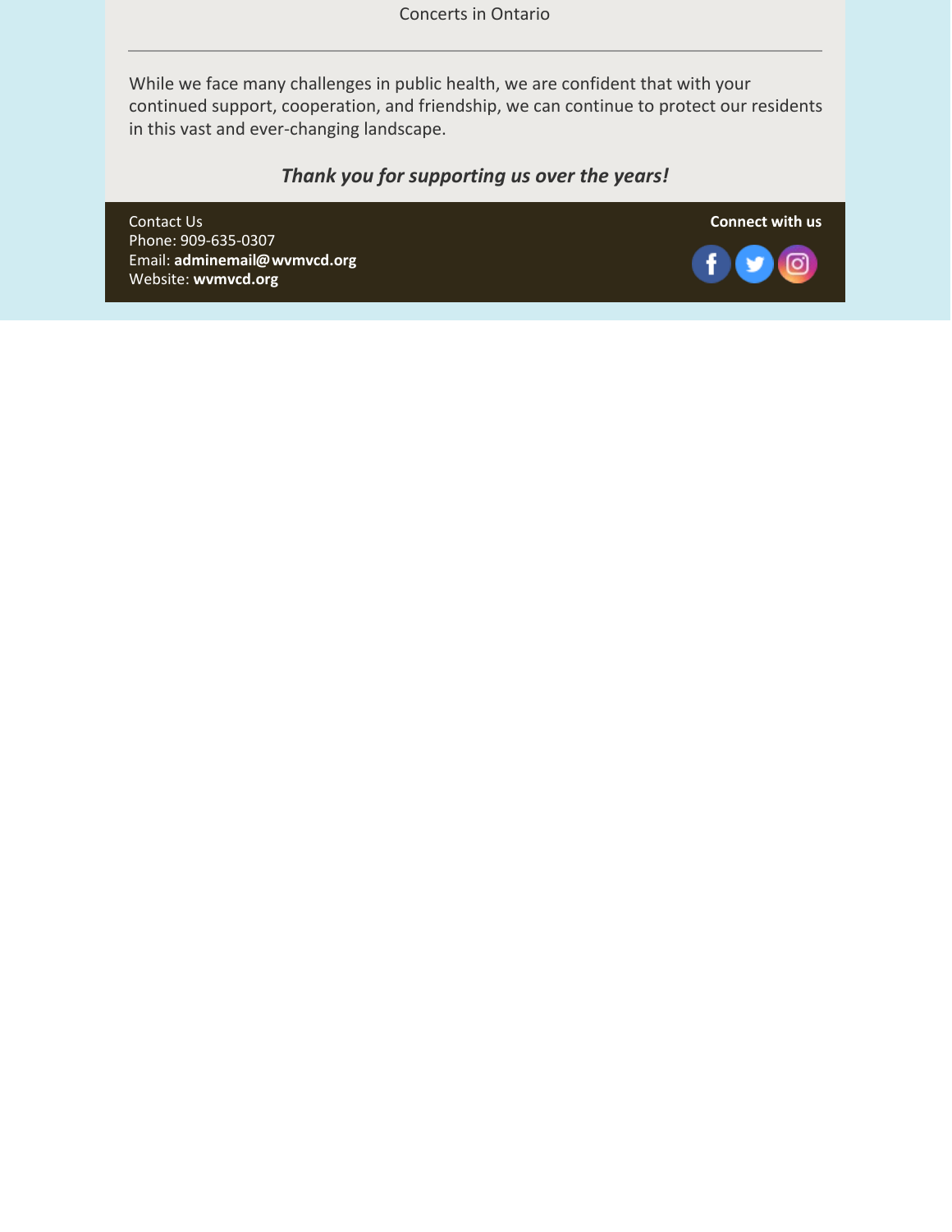Concerts in Ontario

---

While we face many challenges in public health, we are confident that with your continued support, cooperation, and friendship, we can continue to protect our residents in this vast and ever-changing landscape.

***Thank you for supporting us over the years!***

Contact Us
Phone: 909-635-0307
Email: **adminemail@wvmvcd.org**
Website: **wvmvcd.org**

**Connect with us**